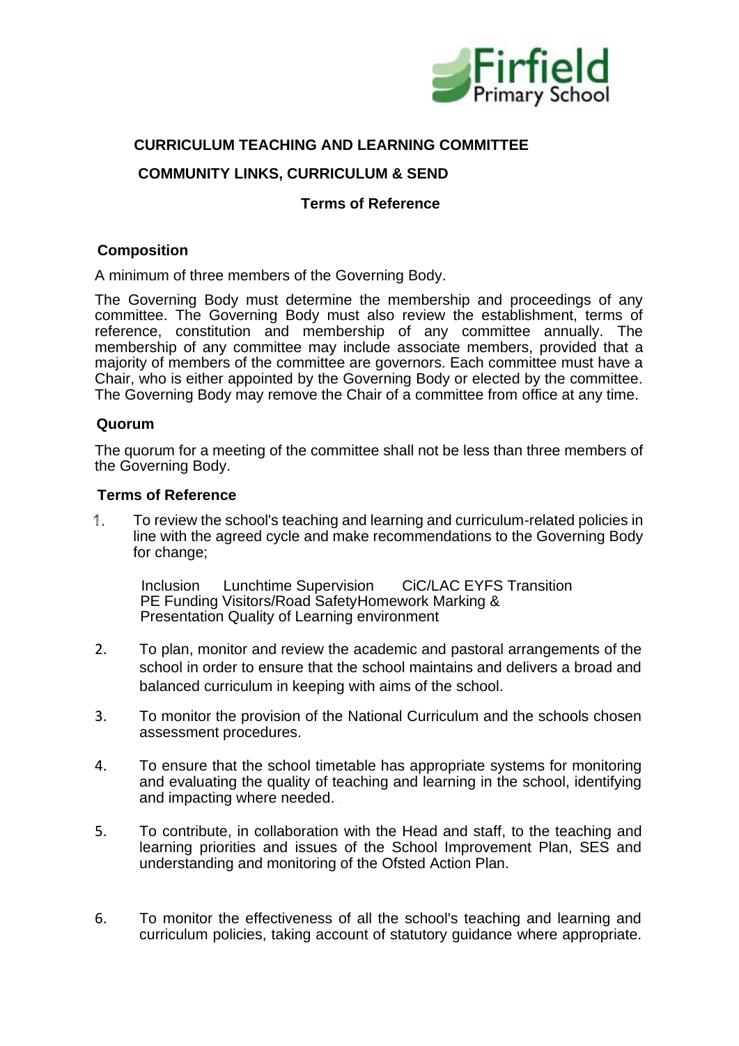Firfield Primary School

**CURRICULUM TEACHING AND LEARNING COMMITTEE**

**COMMUNITY LINKS, CURRICULUM & SEND**

**Terms of Reference**

## Composition

A minimum of three members of the Governing Body.

The Governing Body must determine the membership and proceedings of any committee. The Governing Body must also review the establishment, terms of reference, constitution and membership of any committee annually. The membership of any committee may include associate members, provided that a majority of members of the committee are governors. Each committee must have a Chair, who is either appointed by the Governing Body or elected by the committee. The Governing Body may remove the Chair of a committee from office at any time.

## Quorum

The quorum for a meeting of the committee shall not be less than three members of the Governing Body.

## Terms of Reference

1. To review the school's teaching and learning and curriculum-related policies in line with the agreed cycle and make recommendations to the Governing Body for change;

   Inclusion Lunchtime Supervision CiC/LAC EYFS Transition PE Funding Visitors/Road Safety Homework Marking & Presentation Quality of Learning environment

2. To plan, monitor and review the academic and pastoral arrangements of the school in order to ensure that the school maintains and delivers a broad and balanced curriculum in keeping with aims of the school.

3. To monitor the provision of the National Curriculum and the schools chosen assessment procedures.

4. To ensure that the school timetable has appropriate systems for monitoring and evaluating the quality of teaching and learning in the school, identifying and impacting where needed.

5. To contribute, in collaboration with the Head and staff, to the teaching and learning priorities and issues of the School Improvement Plan, SES and understanding and monitoring of the Ofsted Action Plan.

6. To monitor the effectiveness of all the school's teaching and learning and curriculum policies, taking account of statutory guidance where appropriate.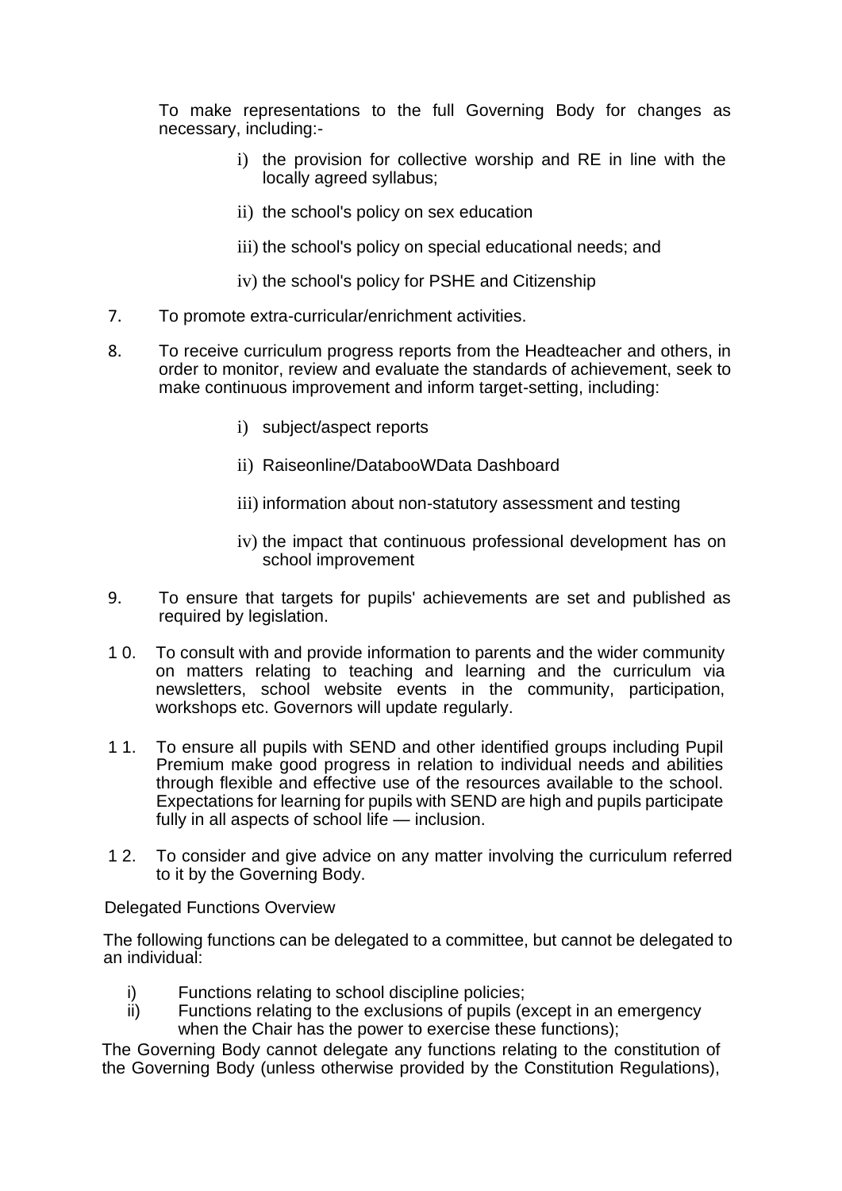To make representations to the full Governing Body for changes as necessary, including:-

i) the provision for collective worship and RE in line with the locally agreed syllabus;

ii) the school's policy on sex education

iii) the school's policy on special educational needs; and

iv) the school's policy for PSHE and Citizenship

7. To promote extra-curricular/enrichment activities.

8. To receive curriculum progress reports from the Headteacher and others, in order to monitor, review and evaluate the standards of achievement, seek to make continuous improvement and inform target-setting, including:

   i) subject/aspect reports

   ii) Raiseonline/DatabooWData Dashboard

   iii) information about non-statutory assessment and testing

   iv) the impact that continuous professional development has on school improvement

9. To ensure that targets for pupils' achievements are set and published as required by legislation.

10. To consult with and provide information to parents and the wider community on matters relating to teaching and learning and the curriculum via newsletters, school website events in the community, participation, workshops etc. Governors will update regularly.

11. To ensure all pupils with SEND and other identified groups including Pupil Premium make good progress in relation to individual needs and abilities through flexible and effective use of the resources available to the school. Expectations for learning for pupils with SEND are high and pupils participate fully in all aspects of school life — inclusion.

12. To consider and give advice on any matter involving the curriculum referred to it by the Governing Body.

Delegated Functions Overview

The following functions can be delegated to a committee, but cannot be delegated to an individual:

i) Functions relating to school discipline policies;
ii) Functions relating to the exclusions of pupils (except in an emergency when the Chair has the power to exercise these functions);

The Governing Body cannot delegate any functions relating to the constitution of the Governing Body (unless otherwise provided by the Constitution Regulations),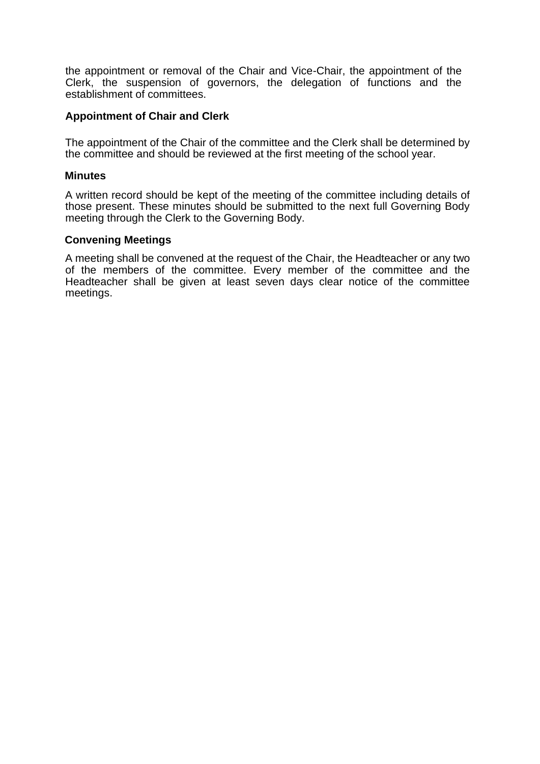the appointment or removal of the Chair and Vice-Chair, the appointment of the Clerk, the suspension of governors, the delegation of functions and the establishment of committees.

**Appointment of Chair and Clerk**

The appointment of the Chair of the committee and the Clerk shall be determined by the committee and should be reviewed at the first meeting of the school year.

**Minutes**

A written record should be kept of the meeting of the committee including details of those present. These minutes should be submitted to the next full Governing Body meeting through the Clerk to the Governing Body.

**Convening Meetings**

A meeting shall be convened at the request of the Chair, the Headteacher or any two of the members of the committee. Every member of the committee and the Headteacher shall be given at least seven days clear notice of the committee meetings.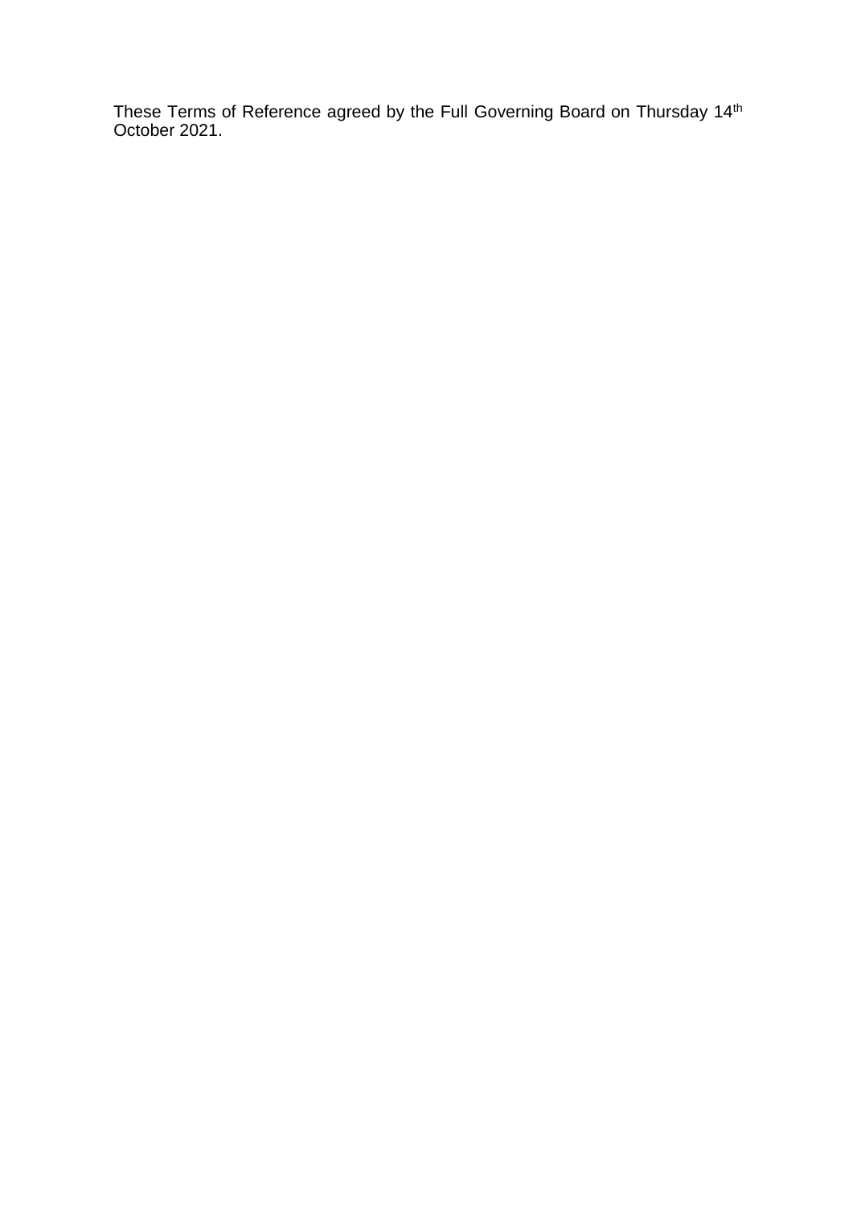These Terms of Reference agreed by the Full Governing Board on Thursday 14th October 2021.